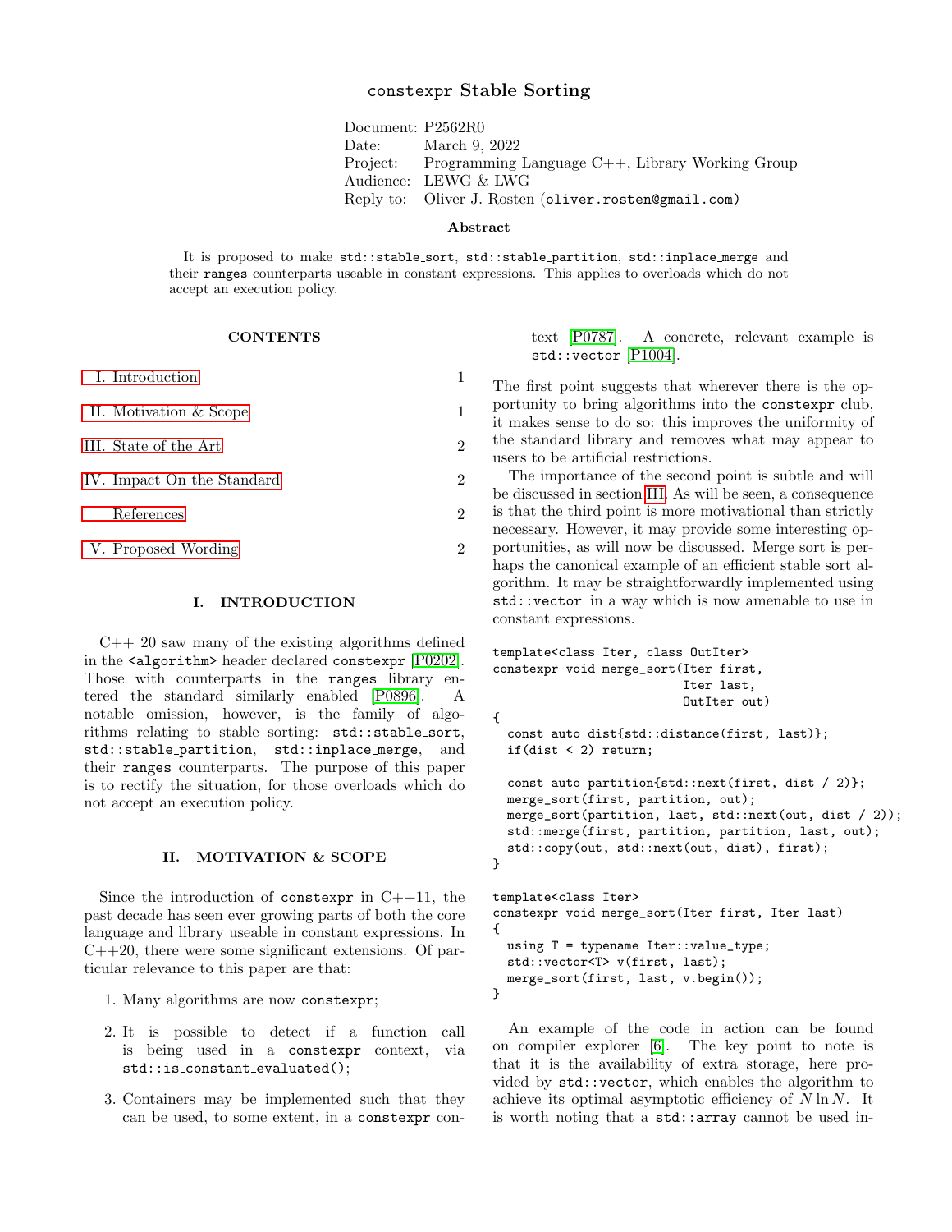# constexpr Stable Sorting

Document: P2562R0
Date: March 9, 2022
Project: Programming Language C++, Library Working Group
Audience: LEWG & LWG
Reply to: Oliver J. Rosten (oliver.rosten@gmail.com)

### Abstract

It is proposed to make `std::stable_sort`, `std::stable_partition`, `std::inplace_merge` and their `ranges` counterparts useable in constant expressions. This applies to overloads which do not accept an execution policy.

### CONTENTS

| | |
|---|---|
| I. Introduction | 1 |
| II. Motivation & Scope | 1 |
| III. State of the Art | 2 |
| IV. Impact On the Standard | 2 |
| References | 2 |
| V. Proposed Wording | 2 |

## I. INTRODUCTION

C++ 20 saw many of the existing algorithms defined in the `<algorithm>` header declared `constexpr` [P0202]. Those with counterparts in the `ranges` library entered the standard similarly enabled [P0896]. A notable omission, however, is the family of algorithms relating to stable sorting: `std::stable_sort`, `std::stable_partition`, `std::inplace_merge`, and their `ranges` counterparts. The purpose of this paper is to rectify the situation, for those overloads which do not accept an execution policy.

## II. MOTIVATION & SCOPE

Since the introduction of `constexpr` in C++11, the past decade has seen ever growing parts of both the core language and library useable in constant expressions. In C++20, there were some significant extensions. Of particular relevance to this paper are that:

1. Many algorithms are now `constexpr`;
2. It is possible to detect if a function call is being used in a `constexpr` context, via `std::is_constant_evaluated()`;
3. Containers may be implemented such that they can be used, to some extent, in a `constexpr` context [P0787]. A concrete, relevant example is `std::vector` [P1004].

The first point suggests that wherever there is the opportunity to bring algorithms into the `constexpr` club, it makes sense to do so: this improves the uniformity of the standard library and removes what may appear to users to be artificial restrictions.

The importance of the second point is subtle and will be discussed in section III. As will be seen, a consequence is that the third point is more motivational than strictly necessary. However, it may provide some interesting opportunities, as will now be discussed. Merge sort is perhaps the canonical example of an efficient stable sort algorithm. It may be straightforwardly implemented using `std::vector` in a way which is now amenable to use in constant expressions.

```
template<class Iter, class OutIter>
constexpr void merge_sort(Iter first,
                          Iter last,
                          OutIter out)
{
  const auto dist{std::distance(first, last)};
  if(dist < 2) return;

  const auto partition{std::next(first, dist / 2)};
  merge_sort(first, partition, out);
  merge_sort(partition, last, std::next(out, dist / 2));
  std::merge(first, partition, partition, last, out);
  std::copy(out, std::next(out, dist), first);
}

template<class Iter>
constexpr void merge_sort(Iter first, Iter last)
{
  using T = typename Iter::value_type;
  std::vector<T> v(first, last);
  merge_sort(first, last, v.begin());
}
```

An example of the code in action can be found on compiler explorer [6]. The key point to note is that it is the availability of extra storage, here provided by `std::vector`, which enables the algorithm to achieve its optimal asymptotic efficiency of $N \ln N$. It is worth noting that a `std::array` cannot be used in-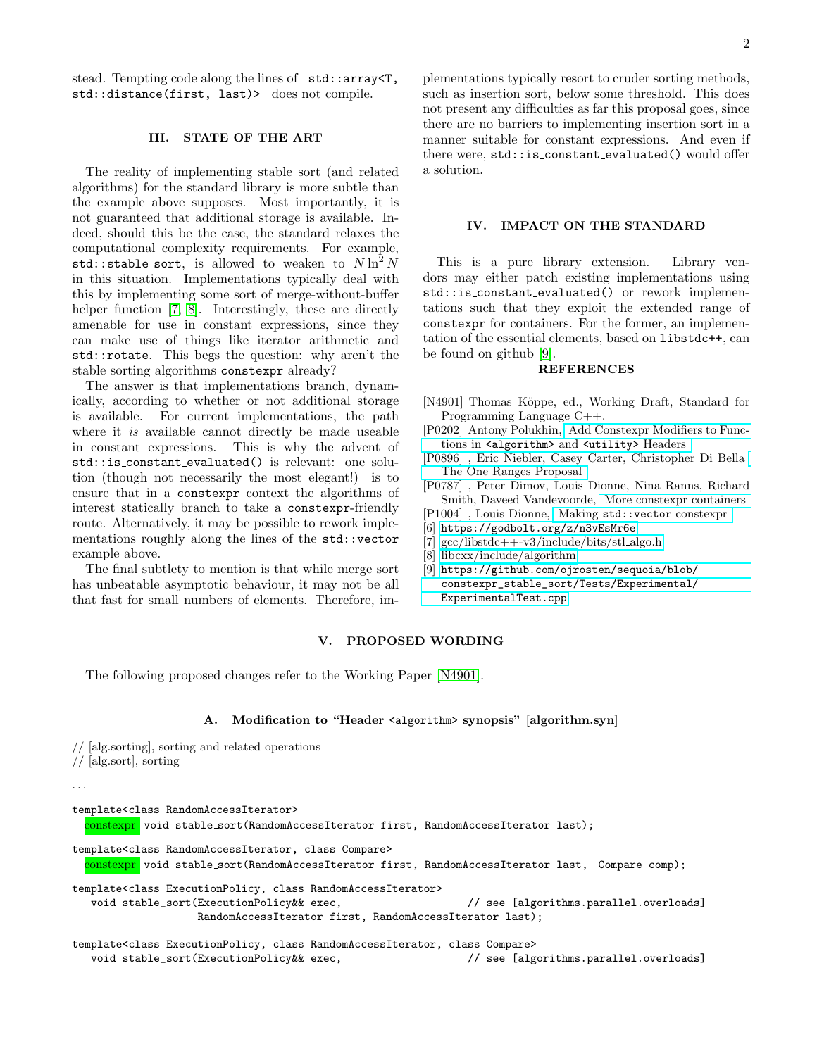stead. Tempting code along the lines of `std::array<T, std::distance(first, last)>` does not compile.

## III. STATE OF THE ART

The reality of implementing stable sort (and related algorithms) for the standard library is more subtle than the example above supposes. Most importantly, it is not guaranteed that additional storage is available. Indeed, should this be the case, the standard relaxes the computational complexity requirements. For example, `std::stable_sort`, is allowed to weaken to $N \ln^2 N$ in this situation. Implementations typically deal with this by implementing some sort of merge-without-buffer helper function [7, 8]. Interestingly, these are directly amenable for use in constant expressions, since they can make use of things like iterator arithmetic and `std::rotate`. This begs the question: why aren't the stable sorting algorithms `constexpr` already?

The answer is that implementations branch, dynamically, according to whether or not additional storage is available. For current implementations, the path where it *is* available cannot directly be made useable in constant expressions. This is why the advent of `std::is_constant_evaluated()` is relevant: one solution (though not necessarily the most elegant!) is to ensure that in a `constexpr` context the algorithms of interest statically branch to take a `constexpr`-friendly route. Alternatively, it may be possible to rework implementations roughly along the lines of the `std::vector` example above.

The final subtlety to mention is that while merge sort has unbeatable asymptotic behaviour, it may not be all that fast for small numbers of elements. Therefore, implementations typically resort to cruder sorting methods, such as insertion sort, below some threshold. This does not present any difficulties as far this proposal goes, since there are no barriers to implementing insertion sort in a manner suitable for constant expressions. And even if there were, `std::is_constant_evaluated()` would offer a solution.

## IV. IMPACT ON THE STANDARD

This is a pure library extension. Library vendors may either patch existing implementations using `std::is_constant_evaluated()` or rework implementations such that they exploit the extended range of `constexpr` for containers. For the former, an implementation of the essential elements, based on `libstdc++`, can be found on github [9].

### REFERENCES

[N4901] Thomas Köppe, ed., Working Draft, Standard for Programming Language C++.

[P0202] Antony Polukhin, Add Constexpr Modifiers to Functions in `<algorithm>` and `<utility>` Headers

[P0896] , Eric Niebler, Casey Carter, Christopher Di Bella , The One Ranges Proposal

[P0787] , Peter Dimov, Louis Dionne, Nina Ranns, Richard Smith, Daveed Vandevoorde, More constexpr containers

[P1004] , Louis Dionne, Making `std::vector` constexpr

[6] https://godbolt.org/z/n3vEsMr6e

[7] gcc/libstdc++-v3/include/bits/stl_algo.h

[8] libcxx/include/algorithm

[9] https://github.com/ojrosten/sequoia/blob/constexpr_stable_sort/Tests/Experimental/ExperimentalTest.cpp

## V. PROPOSED WORDING

The following proposed changes refer to the Working Paper [N4901].

### A. Modification to "Header `<algorithm>` synopsis" [algorithm.syn]

```
// [alg.sorting], sorting and related operations
// [alg.sort], sorting

...

template<class RandomAccessIterator>
  constexpr void stable_sort(RandomAccessIterator first, RandomAccessIterator last);

template<class RandomAccessIterator, class Compare>
  constexpr void stable_sort(RandomAccessIterator first, RandomAccessIterator last,  Compare comp);

template<class ExecutionPolicy, class RandomAccessIterator>
  void stable_sort(ExecutionPolicy&& exec,                  // see [algorithms.parallel.overloads]
                   RandomAccessIterator first, RandomAccessIterator last);

template<class ExecutionPolicy, class RandomAccessIterator, class Compare>
  void stable_sort(ExecutionPolicy&& exec,                  // see [algorithms.parallel.overloads]
```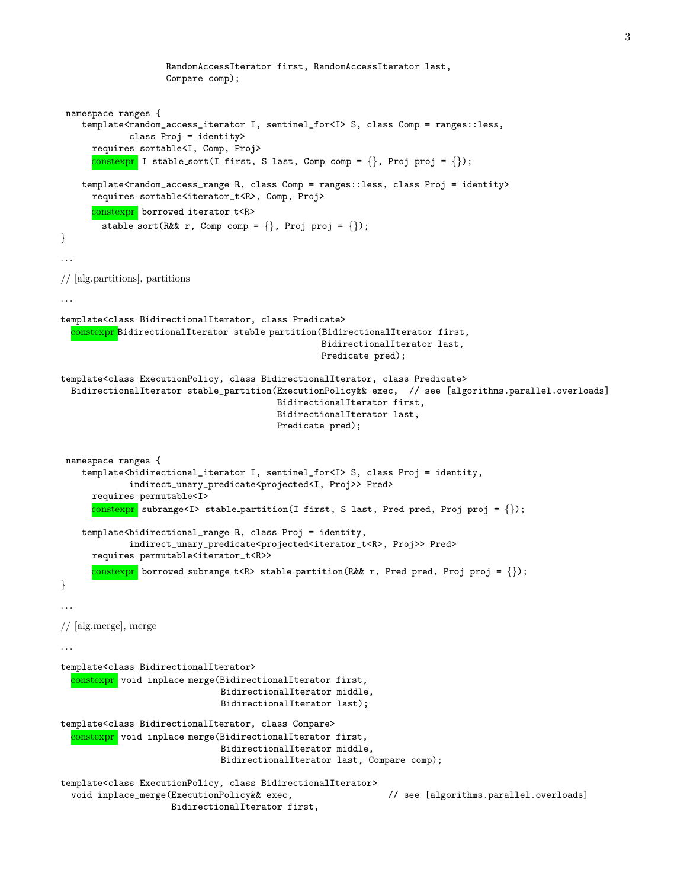```
                    RandomAccessIterator first, RandomAccessIterator last,
                    Compare comp);

 namespace ranges {
    template<random_access_iterator I, sentinel_for<I> S, class Comp = ranges::less,
             class Proj = identity>
      requires sortable<I, Comp, Proj>
      constexpr I stable_sort(I first, S last, Comp comp = {}, Proj proj = {});

    template<random_access_range R, class Comp = ranges::less, class Proj = identity>
      requires sortable<iterator_t<R>, Comp, Proj>
      constexpr borrowed_iterator_t<R>
        stable_sort(R&& r, Comp comp = {}, Proj proj = {});
}
```

...

// [alg.partitions], partitions

...

```
template<class BidirectionalIterator, class Predicate>
  constexpr BidirectionalIterator stable_partition(BidirectionalIterator first,
                                                   BidirectionalIterator last,
                                                   Predicate pred);

template<class ExecutionPolicy, class BidirectionalIterator, class Predicate>
  BidirectionalIterator stable_partition(ExecutionPolicy&& exec,  // see [algorithms.parallel.overloads]
                                         BidirectionalIterator first,
                                         BidirectionalIterator last,
                                         Predicate pred);

 namespace ranges {
    template<bidirectional_iterator I, sentinel_for<I> S, class Proj = identity,
             indirect_unary_predicate<projected<I, Proj>> Pred>
      requires permutable<I>
      constexpr subrange<I> stable_partition(I first, S last, Pred pred, Proj proj = {});

    template<bidirectional_range R, class Proj = identity,
             indirect_unary_predicate<projected<iterator_t<R>, Proj>> Pred>
      requires permutable<iterator_t<R>>
      constexpr borrowed_subrange_t<R> stable_partition(R&& r, Pred pred, Proj proj = {});
}
```

...

// [alg.merge], merge

...

```
template<class BidirectionalIterator>
  constexpr void inplace_merge(BidirectionalIterator first,
                               BidirectionalIterator middle,
                               BidirectionalIterator last);

template<class BidirectionalIterator, class Compare>
  constexpr void inplace_merge(BidirectionalIterator first,
                               BidirectionalIterator middle,
                               BidirectionalIterator last, Compare comp);

template<class ExecutionPolicy, class BidirectionalIterator>
  void inplace_merge(ExecutionPolicy&& exec,                 // see [algorithms.parallel.overloads]
                     BidirectionalIterator first,
```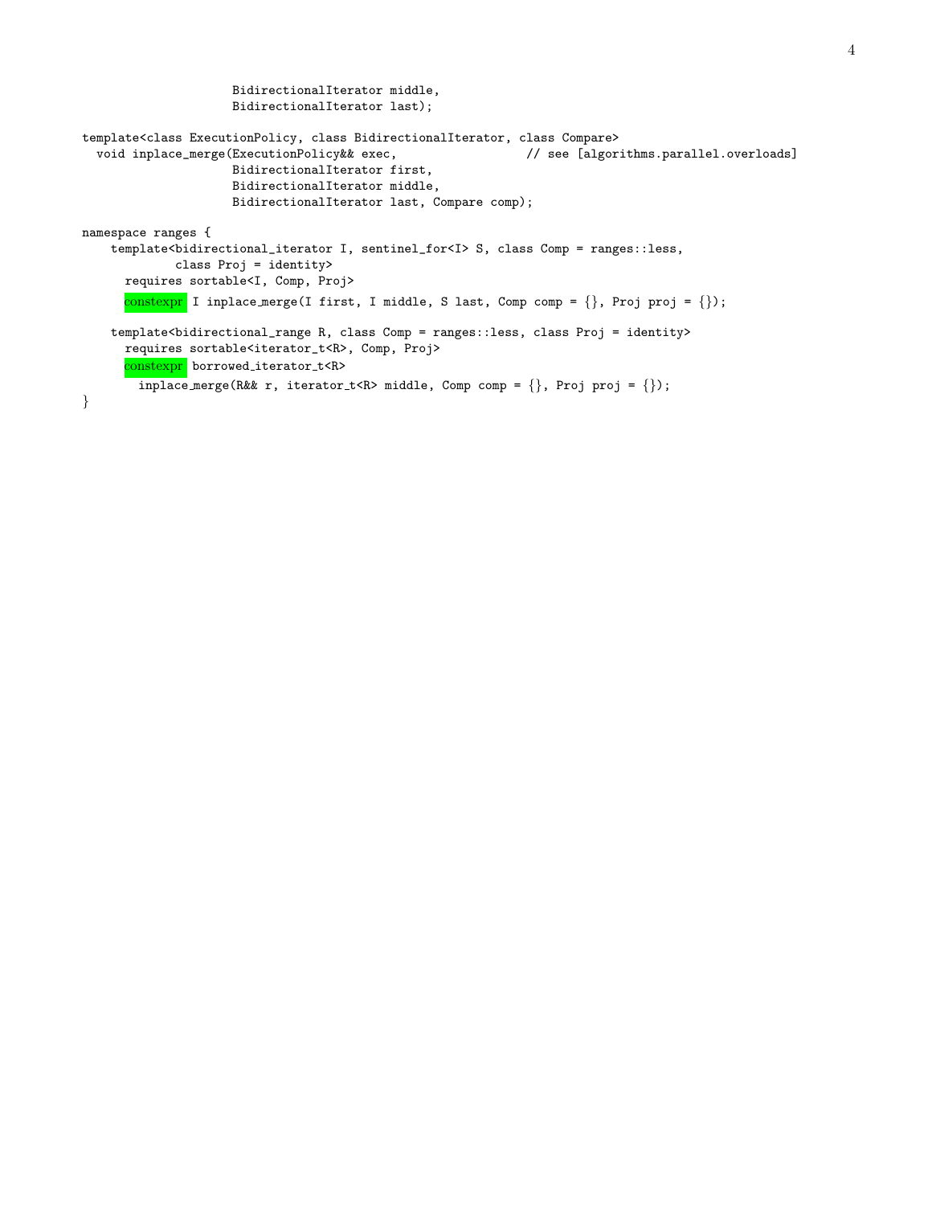```
                    BidirectionalIterator middle,
                    BidirectionalIterator last);

template<class ExecutionPolicy, class BidirectionalIterator, class Compare>
  void inplace_merge(ExecutionPolicy&& exec,                 // see [algorithms.parallel.overloads]
                    BidirectionalIterator first,
                    BidirectionalIterator middle,
                    BidirectionalIterator last, Compare comp);

namespace ranges {
    template<bidirectional_iterator I, sentinel_for<I> S, class Comp = ranges::less,
             class Proj = identity>
      requires sortable<I, Comp, Proj>
      constexpr I inplace_merge(I first, I middle, S last, Comp comp = {}, Proj proj = {});

    template<bidirectional_range R, class Comp = ranges::less, class Proj = identity>
      requires sortable<iterator_t<R>, Comp, Proj>
      constexpr borrowed_iterator_t<R>
        inplace_merge(R&& r, iterator_t<R> middle, Comp comp = {}, Proj proj = {});
}
```